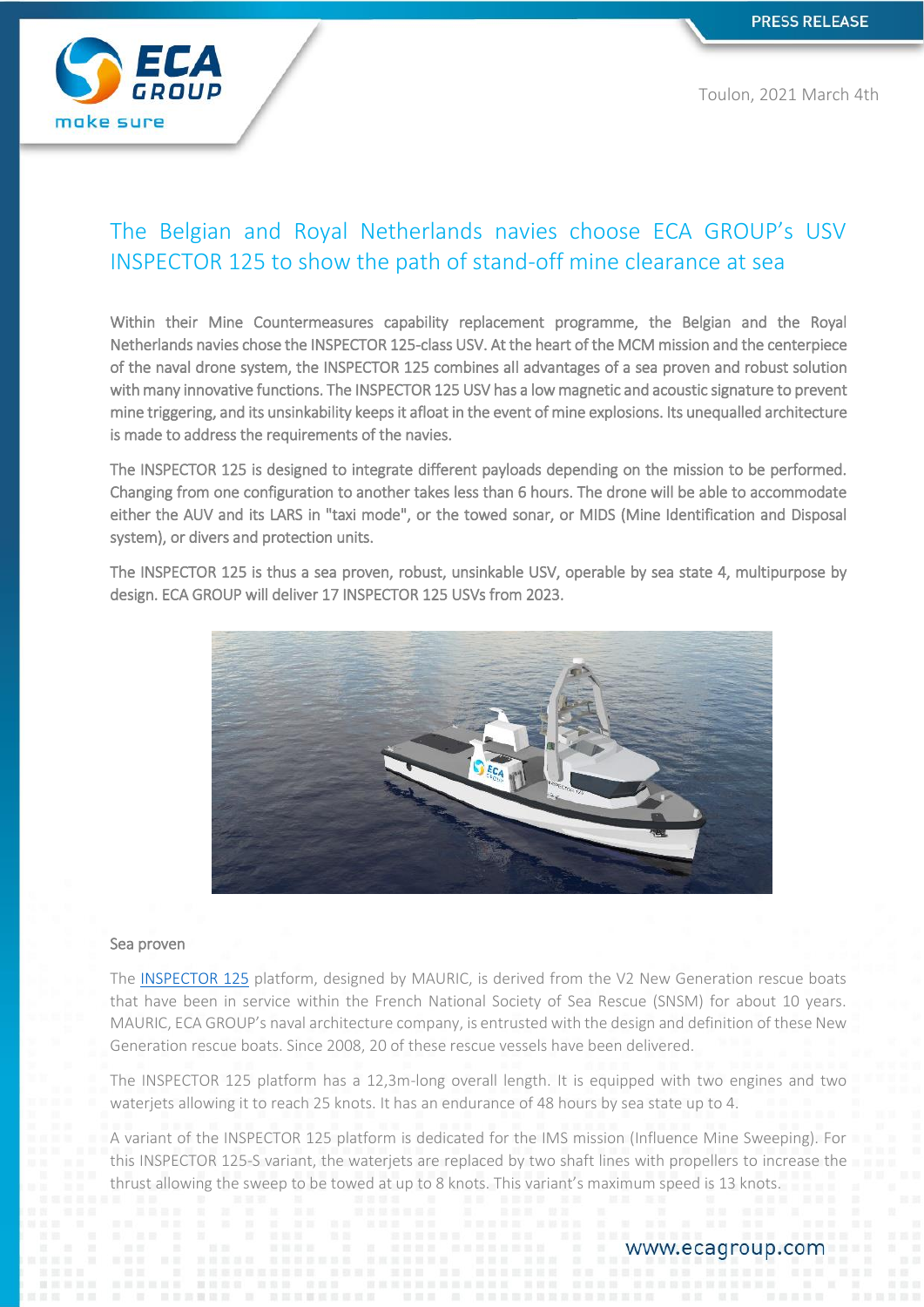PRESS RELEASE

Toulon, 2021 March 4th

# The Belgian and Royal Netherlands navies choose ECA GROUP's USV INSPECTOR 125 to show the path of stand-off mine clearance at sea

Within their Mine Countermeasures capability replacement programme, the Belgian and the Royal Netherlands navies chose the INSPECTOR 125-class USV. At the heart of the MCM mission and the centerpiece of the naval drone system, the INSPECTOR 125 combines all advantages of a sea proven and robust solution with many innovative functions. The INSPECTOR 125 USV has a low magnetic and acoustic signature to prevent mine triggering, and its unsinkability keeps it afloat in the event of mine explosions. Its unequalled architecture is made to address the requirements of the navies.

The INSPECTOR 125 is designed to integrate different payloads depending on the mission to be performed. Changing from one configuration to another takes less than 6 hours. The drone will be able to accommodate either the AUV and its LARS in "taxi mode", or the towed sonar, or MIDS (Mine Identification and Disposal system), or divers and protection units.

The INSPECTOR 125 is thus a sea proven, robust, unsinkable USV, operable by sea state 4, multipurpose by design. ECA GROUP will deliver 17 INSPECTOR 125 USVs from 2023.

## Sea proven

The INSPECTOR 125 platform, designed by MAURIC, is derived from the V2 New Generation rescue boats that have been in service within the French National Society of Sea Rescue (SNSM) for about 10 years. MAURIC, ECA GROUP's naval architecture company, is entrusted with the design and definition of these New Generation rescue boats. Since 2008, 20 of these rescue vessels have been delivered.

The INSPECTOR 125 platform has a 12,3m-long overall length. It is equipped with two engines and two waterjets allowing it to reach 25 knots. It has an endurance of 48 hours by sea state up to 4.

A variant of the INSPECTOR 125 platform is dedicated for the IMS mission (Influence Mine Sweeping). For this INSPECTOR 125-S variant, the waterjets are replaced by two shaft lines with propellers to increase the thrust allowing the sweep to be towed at up to 8 knots. This variant's maximum speed is 13 knots.

www.ecagroup.com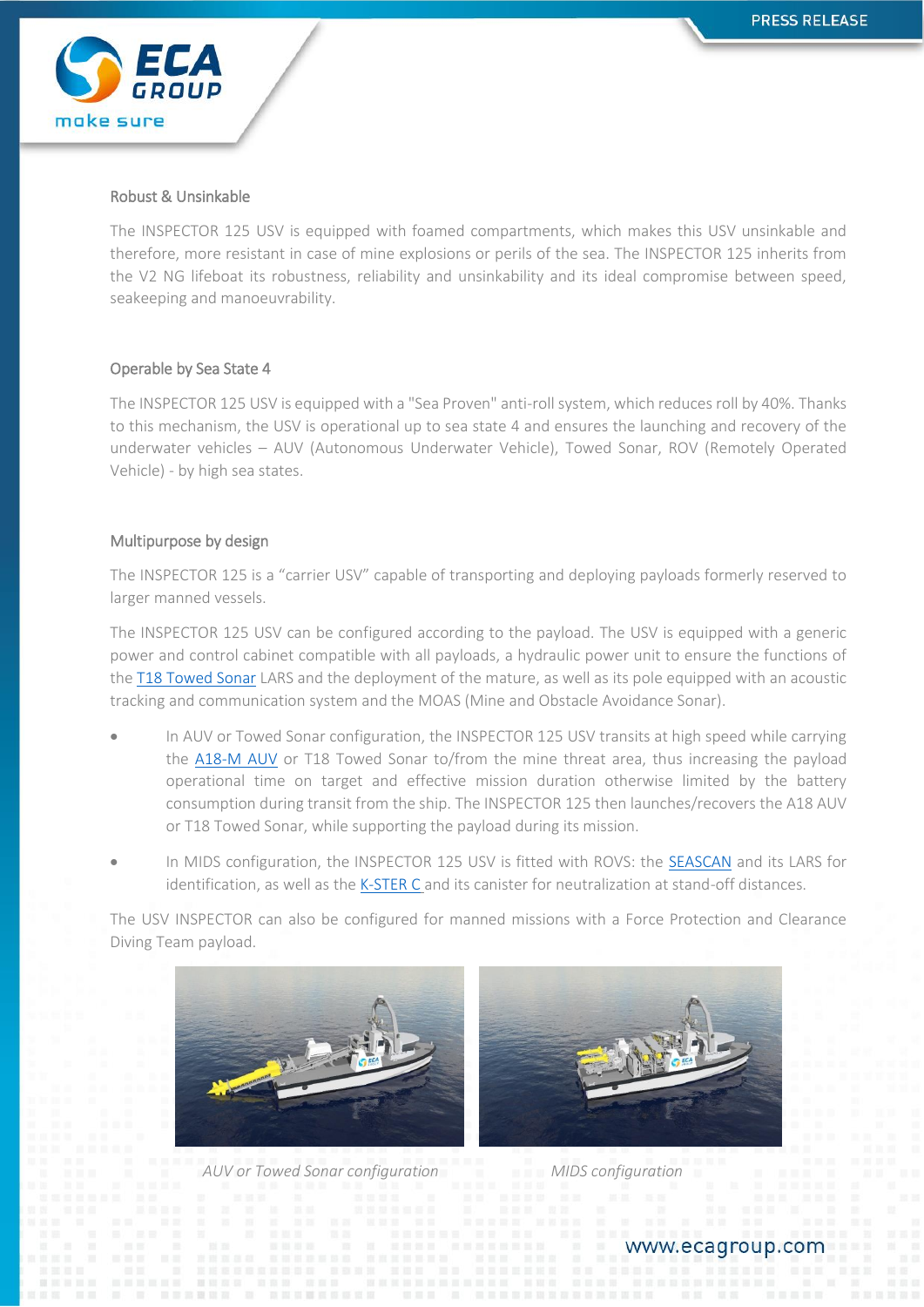### Robust & Unsinkable

The INSPECTOR 125 USV is equipped with foamed compartments, which makes this USV unsinkable and therefore, more resistant in case of mine explosions or perils of the sea. The INSPECTOR 125 inherits from the V2 NG lifeboat its robustness, reliability and unsinkability and its ideal compromise between speed, seakeeping and manoeuvrability.

### Operable by Sea State 4

The INSPECTOR 125 USV is equipped with a "Sea Proven" anti-roll system, which reduces roll by 40%. Thanks to this mechanism, the USV is operational up to sea state 4 and ensures the launching and recovery of the underwater vehicles – AUV (Autonomous Underwater Vehicle), Towed Sonar, ROV (Remotely Operated Vehicle) - by high sea states.

### Multipurpose by design

The INSPECTOR 125 is a "carrier USV" capable of transporting and deploying payloads formerly reserved to larger manned vessels.

The INSPECTOR 125 USV can be configured according to the payload. The USV is equipped with a generic power and control cabinet compatible with all payloads, a hydraulic power unit to ensure the functions of the T18 Towed Sonar LARS and the deployment of the mature, as well as its pole equipped with an acoustic tracking and communication system and the MOAS (Mine and Obstacle Avoidance Sonar).

- In AUV or Towed Sonar configuration, the INSPECTOR 125 USV transits at high speed while carrying the A18-M AUV or T18 Towed Sonar to/from the mine threat area, thus increasing the payload operational time on target and effective mission duration otherwise limited by the battery consumption during transit from the ship. The INSPECTOR 125 then launches/recovers the A18 AUV or T18 Towed Sonar, while supporting the payload during its mission.
- In MIDS configuration, the INSPECTOR 125 USV is fitted with ROVS: the SEASCAN and its LARS for identification, as well as the K-STER C and its canister for neutralization at stand-off distances.

The USV INSPECTOR can also be configured for manned missions with a Force Protection and Clearance Diving Team payload.

*AUV or Towed Sonar configuration*

*MIDS configuration*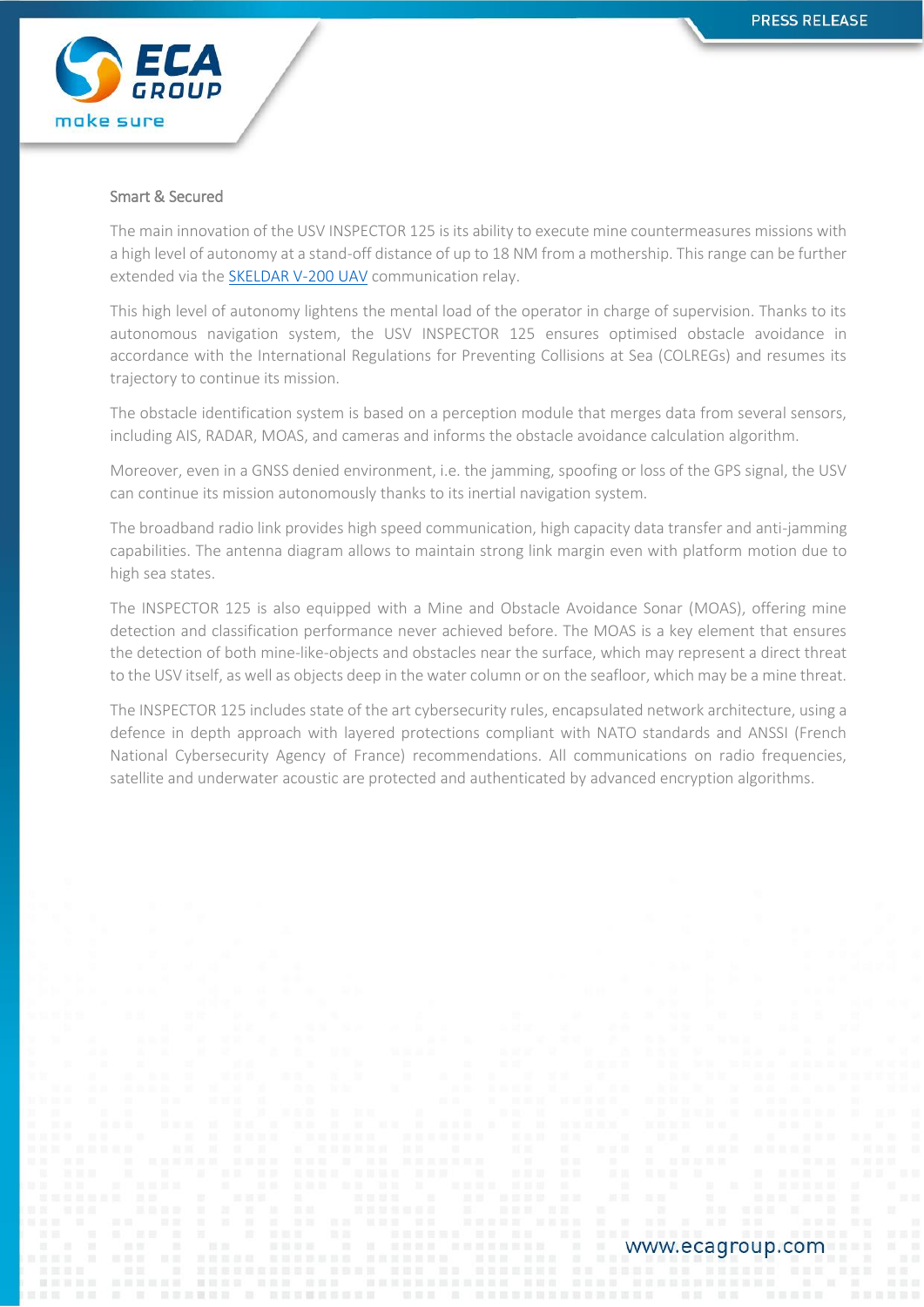## Smart & Secured

The main innovation of the USV INSPECTOR 125 is its ability to execute mine countermeasures missions with a high level of autonomy at a stand-off distance of up to 18 NM from a mothership. This range can be further extended via the [SKELDAR V-200 UAV](#) communication relay.

This high level of autonomy lightens the mental load of the operator in charge of supervision. Thanks to its autonomous navigation system, the USV INSPECTOR 125 ensures optimised obstacle avoidance in accordance with the International Regulations for Preventing Collisions at Sea (COLREGs) and resumes its trajectory to continue its mission.

The obstacle identification system is based on a perception module that merges data from several sensors, including AIS, RADAR, MOAS, and cameras and informs the obstacle avoidance calculation algorithm.

Moreover, even in a GNSS denied environment, i.e. the jamming, spoofing or loss of the GPS signal, the USV can continue its mission autonomously thanks to its inertial navigation system.

The broadband radio link provides high speed communication, high capacity data transfer and anti-jamming capabilities. The antenna diagram allows to maintain strong link margin even with platform motion due to high sea states.

The INSPECTOR 125 is also equipped with a Mine and Obstacle Avoidance Sonar (MOAS), offering mine detection and classification performance never achieved before. The MOAS is a key element that ensures the detection of both mine-like-objects and obstacles near the surface, which may represent a direct threat to the USV itself, as well as objects deep in the water column or on the seafloor, which may be a mine threat.

The INSPECTOR 125 includes state of the art cybersecurity rules, encapsulated network architecture, using a defence in depth approach with layered protections compliant with NATO standards and ANSSI (French National Cybersecurity Agency of France) recommendations. All communications on radio frequencies, satellite and underwater acoustic are protected and authenticated by advanced encryption algorithms.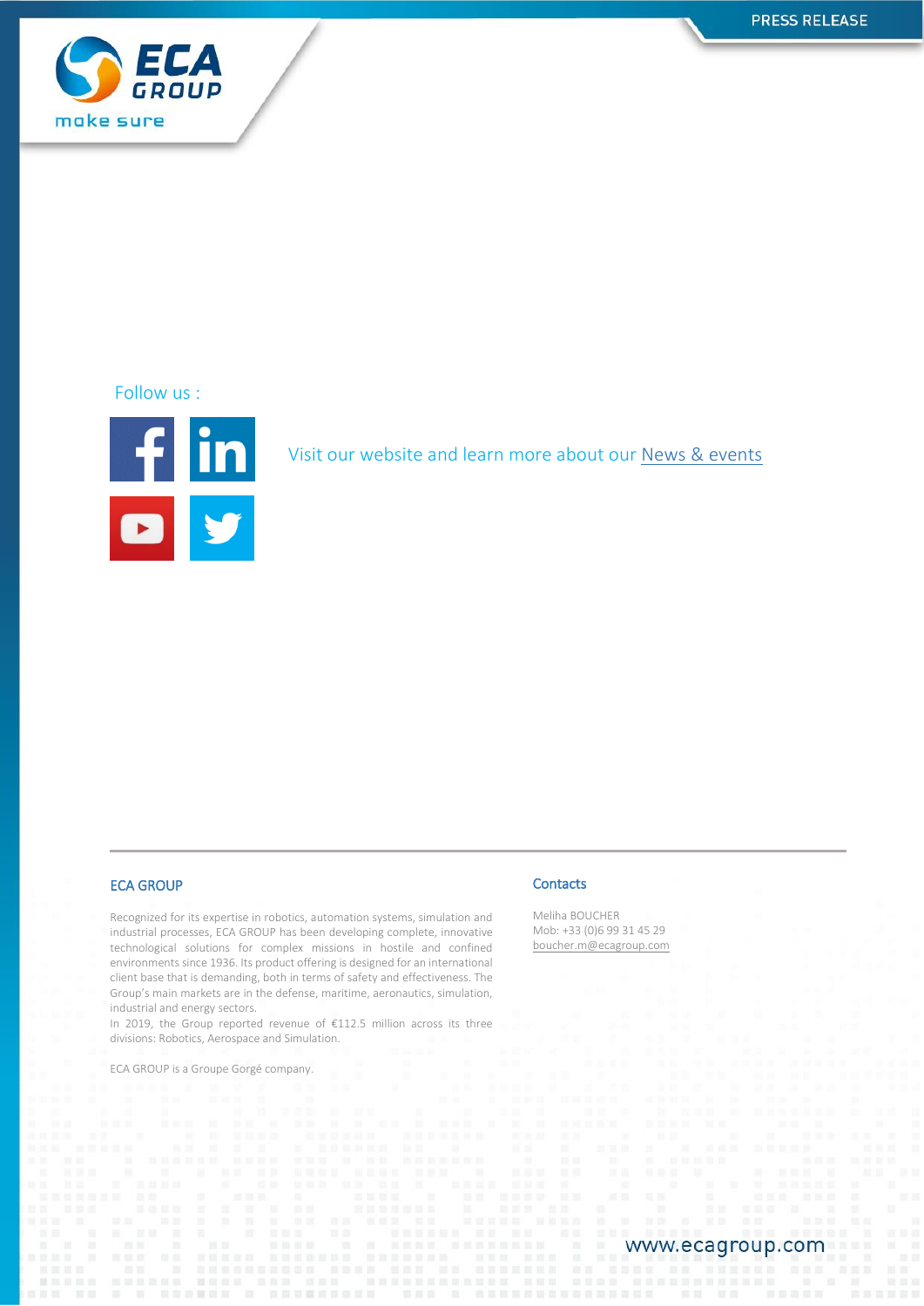Follow us :

Visit our website and learn more about our News & events

## ECA GROUP

Recognized for its expertise in robotics, automation systems, simulation and industrial processes, ECA GROUP has been developing complete, innovative technological solutions for complex missions in hostile and confined environments since 1936. Its product offering is designed for an international client base that is demanding, both in terms of safety and effectiveness. The Group's main markets are in the defense, maritime, aeronautics, simulation, industrial and energy sectors.

In 2019, the Group reported revenue of €112.5 million across its three divisions: Robotics, Aerospace and Simulation.

ECA GROUP is a Groupe Gorgé company.

## Contacts

Meliha BOUCHER
Mob: +33 (0)6 99 31 45 29
boucher.m@ecagroup.com

www.ecagroup.com